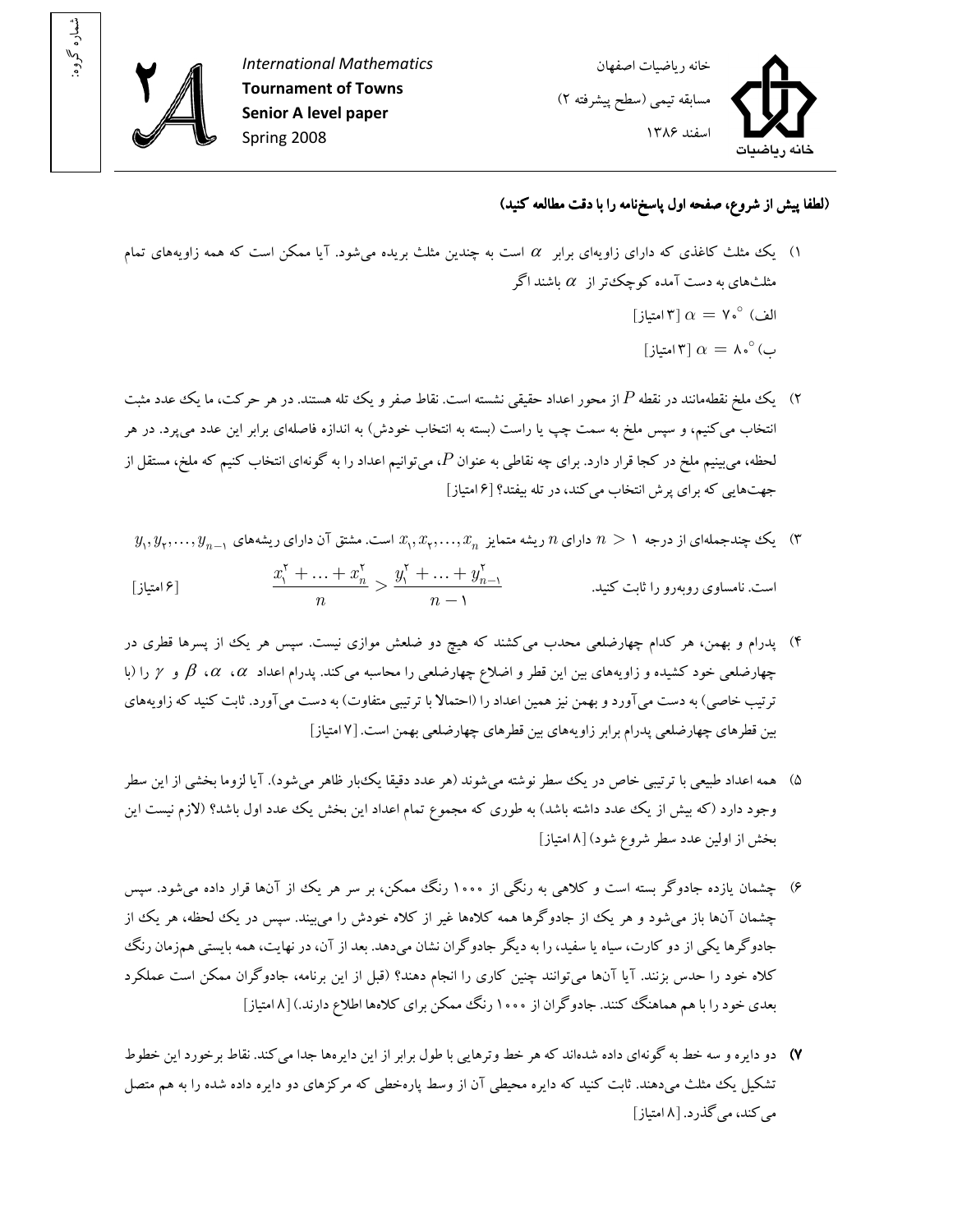شماره گروه:

**International Mathematics Tournament of Towns Senior A level paper** Spring 2008

خانه ریاضیات اصفهان
مسابقه تیمی (سطح پیشرفته ۲)
اسفند ۱۳۸۶

**(لطفا پیش از شروع، صفحه اول پاسخ‌نامه را با دقت مطالعه کنید)**

۱) یک مثلث کاغذی که دارای زاویه‌ای برابر $\alpha$ است به چندین مثلث بریده می‌شود. آیا ممکن است که همه زاویه‌های تمام مثلث‌های به دست آمده کوچک‌تر از $\alpha$ باشند اگر

الف) $\alpha = 70^\circ$ [۳ امتیاز]

ب) $\alpha = 80^\circ$ [۳ امتیاز]

۲) یک ملخ نقطه‌مانند در نقطه $P$ از محور اعداد حقیقی نشسته است. نقاط صفر و یک تله هستند. در هر حرکت، ما یک عدد مثبت انتخاب می‌کنیم، و سپس ملخ به سمت چپ یا راست (بسته به انتخاب خودش) به اندازه فاصله‌ای برابر این عدد می‌پرد. در هر لحظه، می‌بینیم ملخ در کجا قرار دارد. برای چه نقاطی به عنوان $P$، می‌توانیم اعداد را به گونه‌ای انتخاب کنیم که ملخ، مستقل از جهت‌هایی که برای پرش انتخاب می‌کند، در تله بیفتد؟ [۶ امتیاز]

۳) یک چندجمله‌ای از درجه $n > 1$ دارای $n$ ریشه متمایز $x_1, x_2, \ldots, x_n$ است. مشتق آن دارای ریشه‌های $y_1, y_2, \ldots, y_{n-1}$ است. نامساوی روبه‌رو را ثابت کنید.

$$\frac{x_1^2 + \ldots + x_n^2}{n} > \frac{y_1^2 + \ldots + y_{n-1}^2}{n-1}$$

[۶ امتیاز]

۴) پدرام و بهمن، هر کدام چهارضلعی محدب می‌کشند که هیچ دو ضلعش موازی نیست. سپس هر یک از پسرها قطری در چهارضلعی خود کشیده و زاویه‌های بین این قطر و اضلاع چهارضلعی را محاسبه می‌کند. پدرام اعداد $\alpha$، $\alpha$، $\beta$ و $\gamma$ را (با ترتیب خاصی) به دست می‌آورد و بهمن نیز همین اعداد را (احتمالا با ترتیبی متفاوت) به دست می‌آورد. ثابت کنید که زاویه‌های بین قطرهای چهارضلعی پدرام برابر زاویه‌های بین قطرهای چهارضلعی بهمن است. [۷ امتیاز]

۵) همه اعداد طبیعی با ترتیبی خاص در یک سطر نوشته می‌شوند (هر عدد دقیقا یک‌بار ظاهر می‌شود). آیا لزوما بخشی از این سطر وجود دارد (که بیش از یک عدد داشته باشد) به طوری که مجموع تمام اعداد این بخش یک عدد اول باشد؟ (لازم نیست این بخش از اولین عدد سطر شروع شود) [۸ امتیاز]

۶) چشمان یازده جادوگر بسته است و کلاهی به رنگی از ۱۰۰۰ رنگ ممکن، بر سر هر یک از آنها قرار داده می‌شود. سپس چشمان آنها باز می‌شود و هر یک از جادوگرها همه کلاه‌ها غیر از کلاه خودش را می‌بینند. سپس در یک لحظه، هر یک از جادوگرها یکی از دو کارت، سیاه یا سفید، را به دیگر جادوگران نشان می‌دهد. بعد از آن، در نهایت، همه بایستی هم‌زمان رنگ کلاه خود را حدس بزنند. آیا آنها می‌توانند چنین کاری را انجام دهند؟ (قبل از این برنامه، جادوگران ممکن است عملکرد بعدی خود را با هم هماهنگ کنند. جادوگران از ۱۰۰۰ رنگ ممکن برای کلاه‌ها اطلاع دارند.) [۸ امتیاز]

**۷)** دو دایره و سه خط به گونه‌ای داده شده‌اند که هر خط وترهایی با طول برابر از این دایره‌ها جدا می‌کند. نقاط برخورد این خطوط تشکیل یک مثلث می‌دهند. ثابت کنید که دایره محیطی آن از وسط پاره‌خطی که مرکزهای دو دایره داده شده را به هم متصل می‌کند، می‌گذرد. [۸ امتیاز]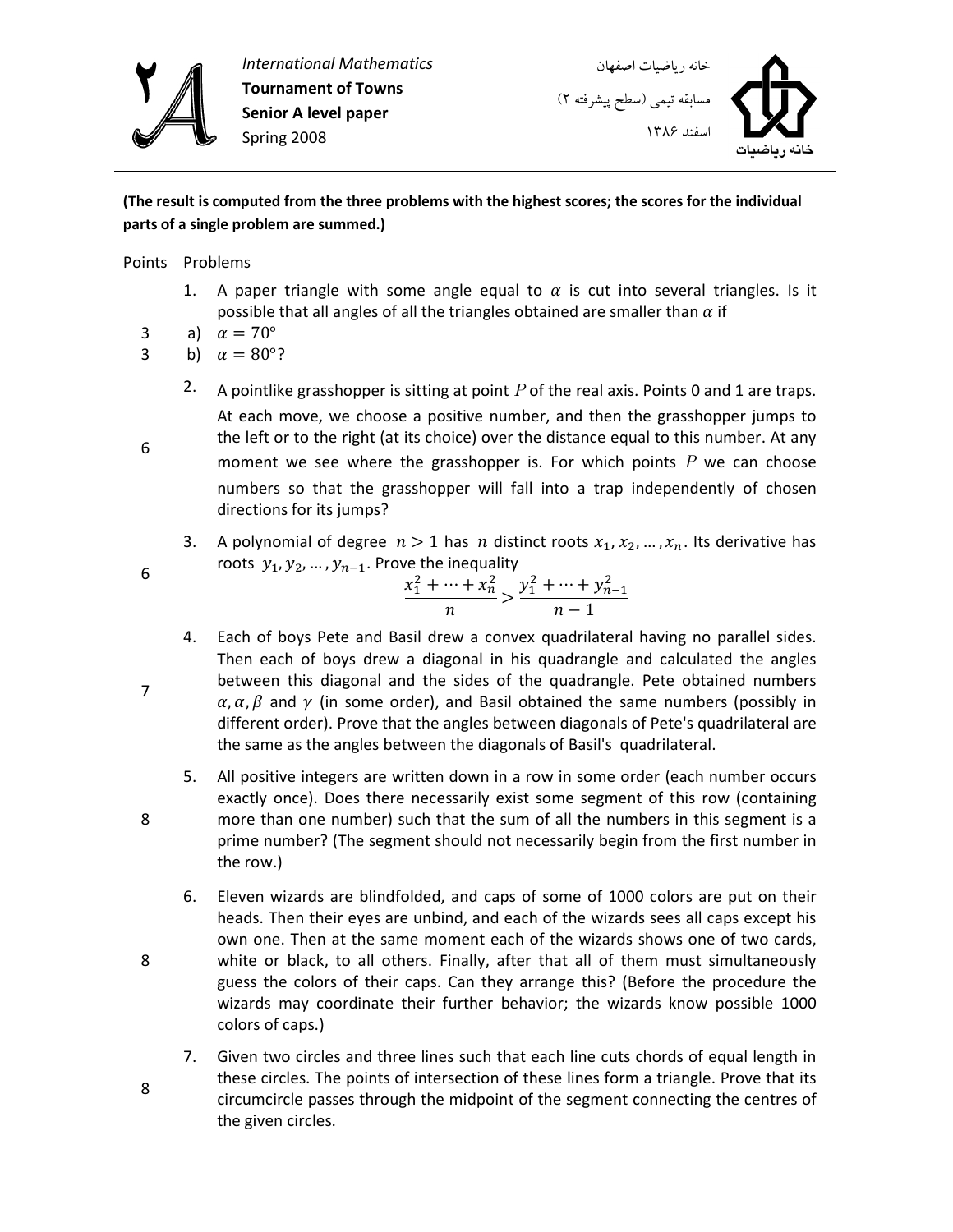International Mathematics
**Tournament of Towns**
**Senior A level paper**
Spring 2008

خانه ریاضیات اصفهان
مسابقه تیمی (سطح پیشرفته ۲)
اسفند ۱۳۸۶

**(The result is computed from the three problems with the highest scores; the scores for the individual parts of a single problem are summed.)**

| Points | Problems |
|---|---|
| | 1. A paper triangle with some angle equal to $\alpha$ is cut into several triangles. Is it possible that all angles of all the triangles obtained are smaller than $\alpha$ if |
| 3 | a) $\alpha = 70°$ |
| 3 | b) $\alpha = 80°$? |
| 6 | 2. A pointlike grasshopper is sitting at point $P$ of the real axis. Points 0 and 1 are traps. At each move, we choose a positive number, and then the grasshopper jumps to the left or to the right (at its choice) over the distance equal to this number. At any moment we see where the grasshopper is. For which points $P$ we can choose numbers so that the grasshopper will fall into a trap independently of chosen directions for its jumps? |
| 6 | 3. A polynomial of degree $n > 1$ has $n$ distinct roots $x_1, x_2, \dots, x_n$. Its derivative has roots $y_1, y_2, \dots, y_{n-1}$. Prove the inequality $$\frac{x_1^2 + \cdots + x_n^2}{n} > \frac{y_1^2 + \cdots + y_{n-1}^2}{n-1}$$ |
| 7 | 4. Each of boys Pete and Basil drew a convex quadrilateral having no parallel sides. Then each of boys drew a diagonal in his quadrangle and calculated the angles between this diagonal and the sides of the quadrangle. Pete obtained numbers $\alpha, \alpha, \beta$ and $\gamma$ (in some order), and Basil obtained the same numbers (possibly in different order). Prove that the angles between diagonals of Pete's quadrilateral are the same as the angles between the diagonals of Basil's quadrilateral. |
| 8 | 5. All positive integers are written down in a row in some order (each number occurs exactly once). Does there necessarily exist some segment of this row (containing more than one number) such that the sum of all the numbers in this segment is a prime number? (The segment should not necessarily begin from the first number in the row.) |
| 8 | 6. Eleven wizards are blindfolded, and caps of some of 1000 colors are put on their heads. Then their eyes are unbind, and each of the wizards sees all caps except his own one. Then at the same moment each of the wizards shows one of two cards, white or black, to all others. Finally, after that all of them must simultaneously guess the colors of their caps. Can they arrange this? (Before the procedure the wizards may coordinate their further behavior; the wizards know possible 1000 colors of caps.) |
| 8 | 7. Given two circles and three lines such that each line cuts chords of equal length in these circles. The points of intersection of these lines form a triangle. Prove that its circumcircle passes through the midpoint of the segment connecting the centres of the given circles. |